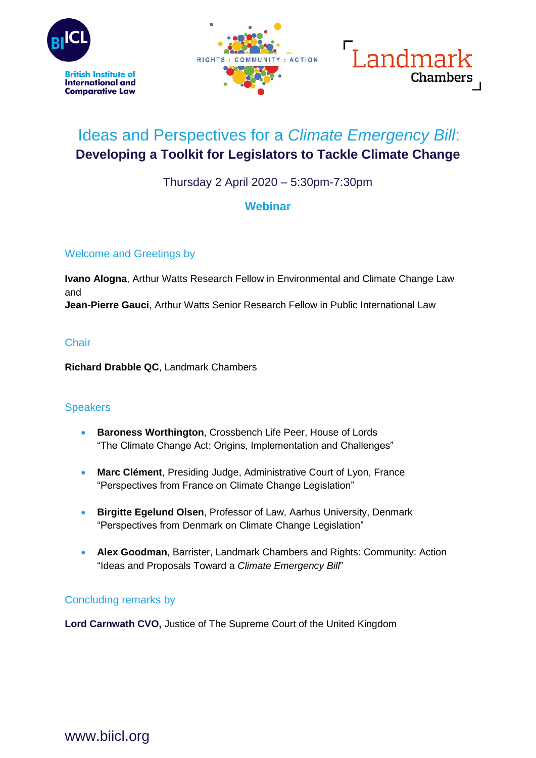British Institute of International and Comparative Law

RIGHTS : COMMUNITY : ACTION

Landmark Chambers

# Ideas and Perspectives for a *Climate Emergency Bill*:

## Developing a Toolkit for Legislators to Tackle Climate Change

Thursday 2 April 2020 – 5:30pm-7:30pm

**Webinar**

### Welcome and Greetings by

**Ivano Alogna**, Arthur Watts Research Fellow in Environmental and Climate Change Law
and
**Jean-Pierre Gauci**, Arthur Watts Senior Research Fellow in Public International Law

### Chair

**Richard Drabble QC**, Landmark Chambers

### Speakers

- **Baroness Worthington**, Crossbench Life Peer, House of Lords
  "The Climate Change Act: Origins, Implementation and Challenges"
- **Marc Clément**, Presiding Judge, Administrative Court of Lyon, France
  "Perspectives from France on Climate Change Legislation"
- **Birgitte Egelund Olsen**, Professor of Law, Aarhus University, Denmark
  "Perspectives from Denmark on Climate Change Legislation"
- **Alex Goodman**, Barrister, Landmark Chambers and Rights: Community: Action
  "Ideas and Proposals Toward a *Climate Emergency Bill*"

### Concluding remarks by

**Lord Carnwath CVO,** Justice of The Supreme Court of the United Kingdom

www.biicl.org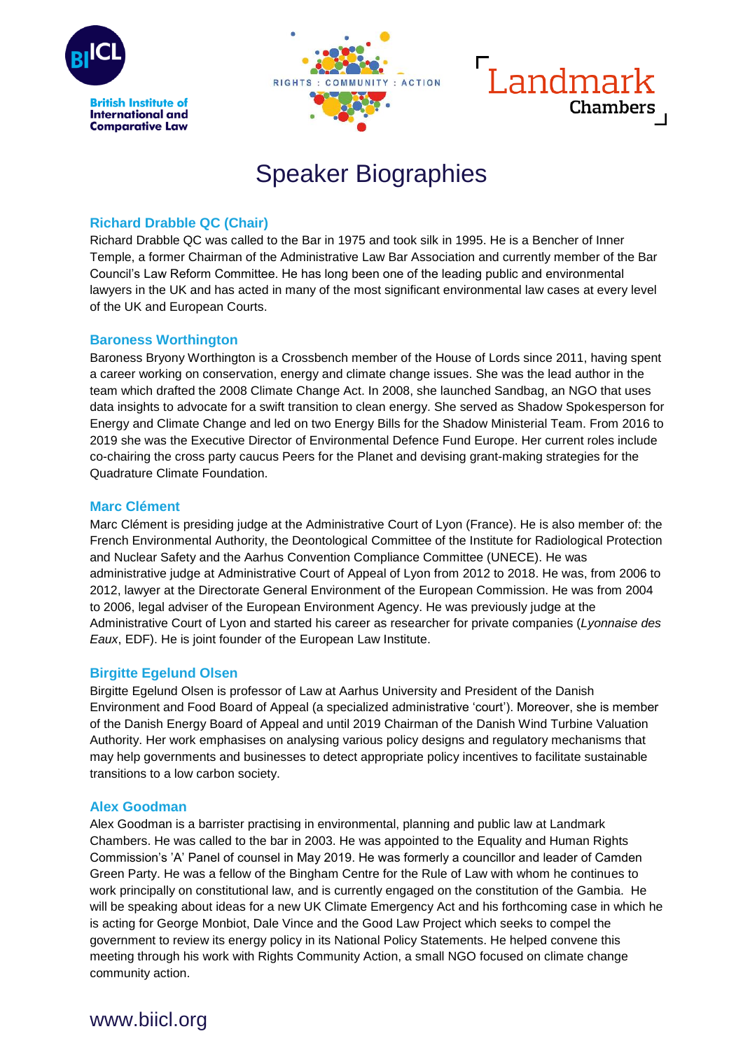# Speaker Biographies

### Richard Drabble QC (Chair)

Richard Drabble QC was called to the Bar in 1975 and took silk in 1995. He is a Bencher of Inner Temple, a former Chairman of the Administrative Law Bar Association and currently member of the Bar Council's Law Reform Committee. He has long been one of the leading public and environmental lawyers in the UK and has acted in many of the most significant environmental law cases at every level of the UK and European Courts.

### Baroness Worthington

Baroness Bryony Worthington is a Crossbench member of the House of Lords since 2011, having spent a career working on conservation, energy and climate change issues. She was the lead author in the team which drafted the 2008 Climate Change Act. In 2008, she launched Sandbag, an NGO that uses data insights to advocate for a swift transition to clean energy. She served as Shadow Spokesperson for Energy and Climate Change and led on two Energy Bills for the Shadow Ministerial Team. From 2016 to 2019 she was the Executive Director of Environmental Defence Fund Europe. Her current roles include co-chairing the cross party caucus Peers for the Planet and devising grant-making strategies for the Quadrature Climate Foundation.

### Marc Clément

Marc Clément is presiding judge at the Administrative Court of Lyon (France). He is also member of: the French Environmental Authority, the Deontological Committee of the Institute for Radiological Protection and Nuclear Safety and the Aarhus Convention Compliance Committee (UNECE). He was administrative judge at Administrative Court of Appeal of Lyon from 2012 to 2018. He was, from 2006 to 2012, lawyer at the Directorate General Environment of the European Commission. He was from 2004 to 2006, legal adviser of the European Environment Agency. He was previously judge at the Administrative Court of Lyon and started his career as researcher for private companies (*Lyonnaise des Eaux*, EDF). He is joint founder of the European Law Institute.

### Birgitte Egelund Olsen

Birgitte Egelund Olsen is professor of Law at Aarhus University and President of the Danish Environment and Food Board of Appeal (a specialized administrative 'court'). Moreover, she is member of the Danish Energy Board of Appeal and until 2019 Chairman of the Danish Wind Turbine Valuation Authority. Her work emphasises on analysing various policy designs and regulatory mechanisms that may help governments and businesses to detect appropriate policy incentives to facilitate sustainable transitions to a low carbon society.

### Alex Goodman

Alex Goodman is a barrister practising in environmental, planning and public law at Landmark Chambers. He was called to the bar in 2003. He was appointed to the Equality and Human Rights Commission's 'A' Panel of counsel in May 2019. He was formerly a councillor and leader of Camden Green Party. He was a fellow of the Bingham Centre for the Rule of Law with whom he continues to work principally on constitutional law, and is currently engaged on the constitution of the Gambia. He will be speaking about ideas for a new UK Climate Emergency Act and his forthcoming case in which he is acting for George Monbiot, Dale Vince and the Good Law Project which seeks to compel the government to review its energy policy in its National Policy Statements. He helped convene this meeting through his work with Rights Community Action, a small NGO focused on climate change community action.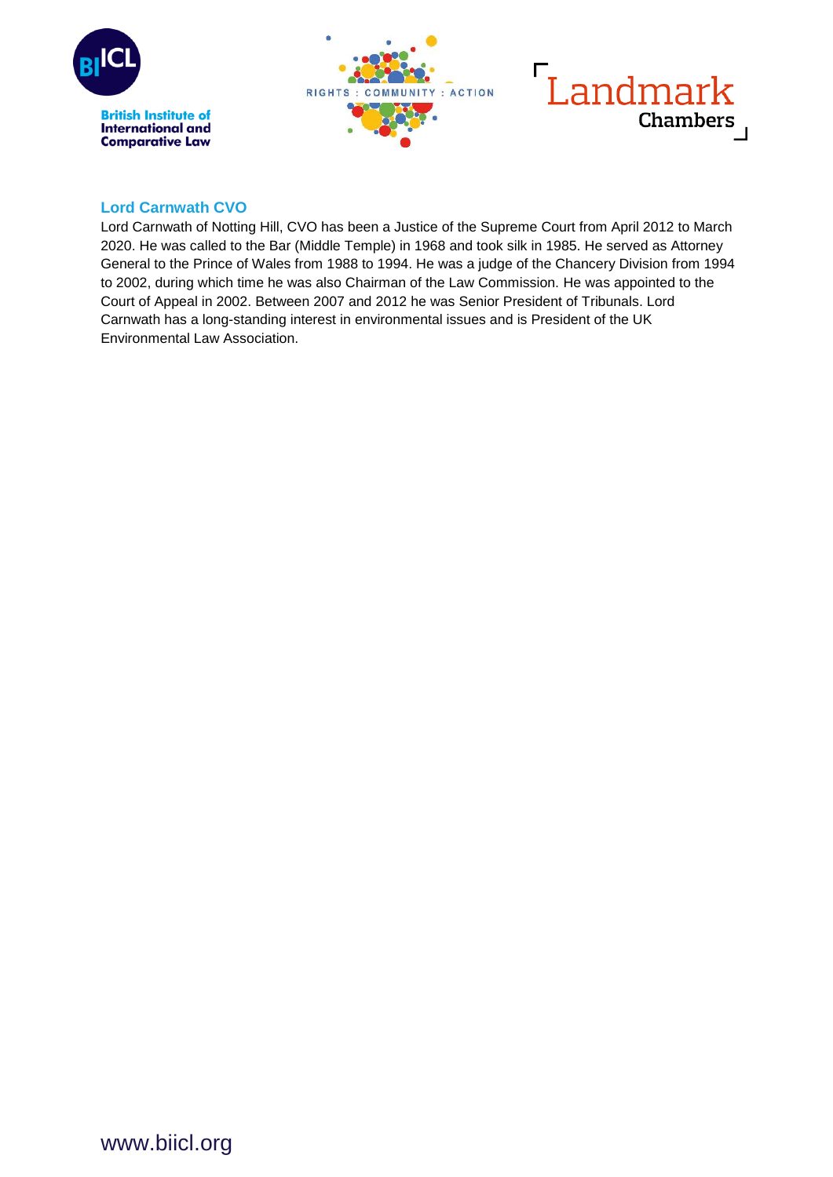### Lord Carnwath CVO

Lord Carnwath of Notting Hill, CVO has been a Justice of the Supreme Court from April 2012 to March 2020. He was called to the Bar (Middle Temple) in 1968 and took silk in 1985. He served as Attorney General to the Prince of Wales from 1988 to 1994. He was a judge of the Chancery Division from 1994 to 2002, during which time he was also Chairman of the Law Commission. He was appointed to the Court of Appeal in 2002. Between 2007 and 2012 he was Senior President of Tribunals. Lord Carnwath has a long-standing interest in environmental issues and is President of the UK Environmental Law Association.